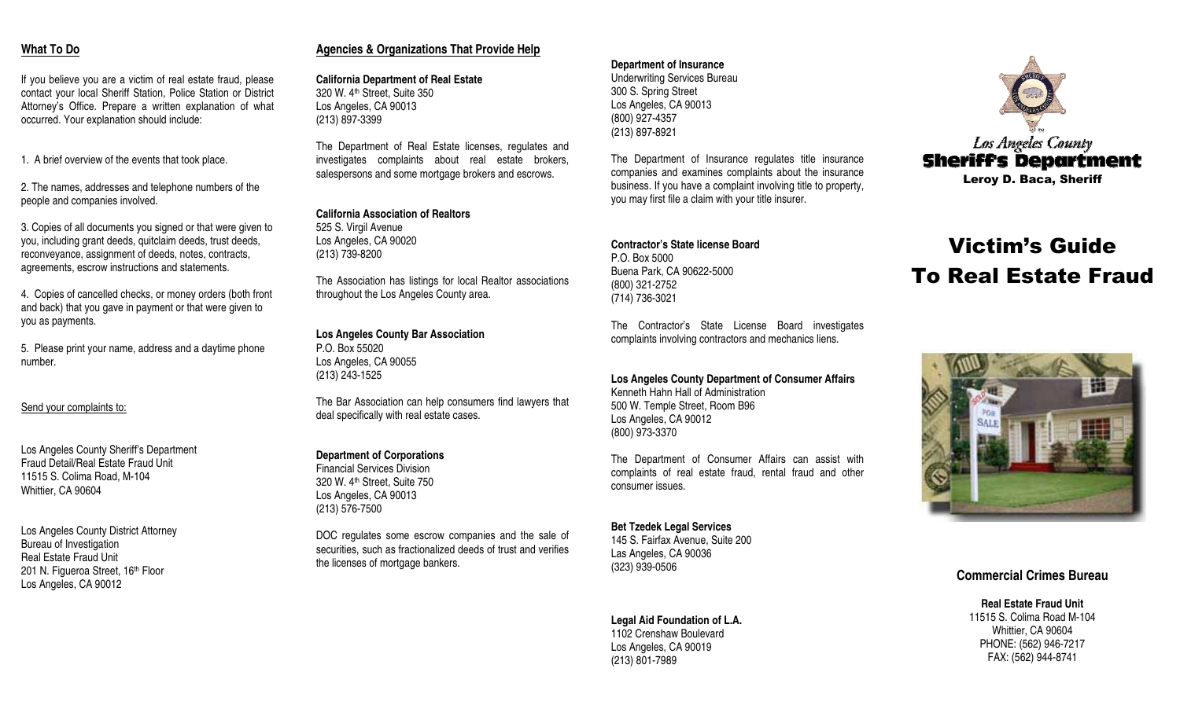## What To Do

If you believe you are a victim of real estate fraud, please contact your local Sheriff Station, Police Station or District Attorney's Office. Prepare a written explanation of what occurred. Your explanation should include:

1. A brief overview of the events that took place.

2. The names, addresses and telephone numbers of the people and companies involved.

3. Copies of all documents you signed or that were given to you, including grant deeds, quitclaim deeds, trust deeds, reconveyance, assignment of deeds, notes, contracts, agreements, escrow instructions and statements.

4. Copies of cancelled checks, or money orders (both front and back) that you gave in payment or that were given to you as payments.

5. Please print your name, address and a daytime phone number.

Send your complaints to:

Los Angeles County Sheriff's Department
Fraud Detail/Real Estate Fraud Unit
11515 S. Colima Road, M-104
Whittier, CA 90604

Los Angeles County District Attorney
Bureau of Investigation
Real Estate Fraud Unit
201 N. Figueroa Street, 16th Floor
Los Angeles, CA 90012

## Agencies & Organizations That Provide Help

**California Department of Real Estate**
320 W. 4th Street, Suite 350
Los Angeles, CA 90013
(213) 897-3399

The Department of Real Estate licenses, regulates and investigates complaints about real estate brokers, salespersons and some mortgage brokers and escrows.

**California Association of Realtors**
525 S. Virgil Avenue
Los Angeles, CA 90020
(213) 739-8200

The Association has listings for local Realtor associations throughout the Los Angeles County area.

**Los Angeles County Bar Association**
P.O. Box 55020
Los Angeles, CA 90055
(213) 243-1525

The Bar Association can help consumers find lawyers that deal specifically with real estate cases.

**Department of Corporations**
Financial Services Division
320 W. 4th Street, Suite 750
Los Angeles, CA 90013
(213) 576-7500

DOC regulates some escrow companies and the sale of securities, such as fractionalized deeds of trust and verifies the licenses of mortgage bankers.

**Department of Insurance**
Underwriting Services Bureau
300 S. Spring Street
Los Angeles, CA 90013
(800) 927-4357
(213) 897-8921

The Department of Insurance regulates title insurance companies and examines complaints about the insurance business. If you have a complaint involving title to property, you may first file a claim with your title insurer.

**Contractor's State license Board**
P.O. Box 5000
Buena Park, CA 90622-5000
(800) 321-2752
(714) 736-3021

The Contractor's State License Board investigates complaints involving contractors and mechanics liens.

**Los Angeles County Department of Consumer Affairs**
Kenneth Hahn Hall of Administration
500 W. Temple Street, Room B96
Los Angeles, CA 90012
(800) 973-3370

The Department of Consumer Affairs can assist with complaints of real estate fraud, rental fraud and other consumer issues.

**Bet Tzedek Legal Services**
145 S. Fairfax Avenue, Suite 200
Las Angeles, CA 90036
(323) 939-0506

**Legal Aid Foundation of L.A.**
1102 Crenshaw Boulevard
Los Angeles, CA 90019
(213) 801-7989

*Los Angeles County*
**Sheriff's Department**
**Leroy D. Baca, Sheriff**

# Victim's Guide To Real Estate Fraud

### Commercial Crimes Bureau

**Real Estate Fraud Unit**
11515 S. Colima Road M-104
Whittier, CA 90604
PHONE: (562) 946-7217
FAX: (562) 944-8741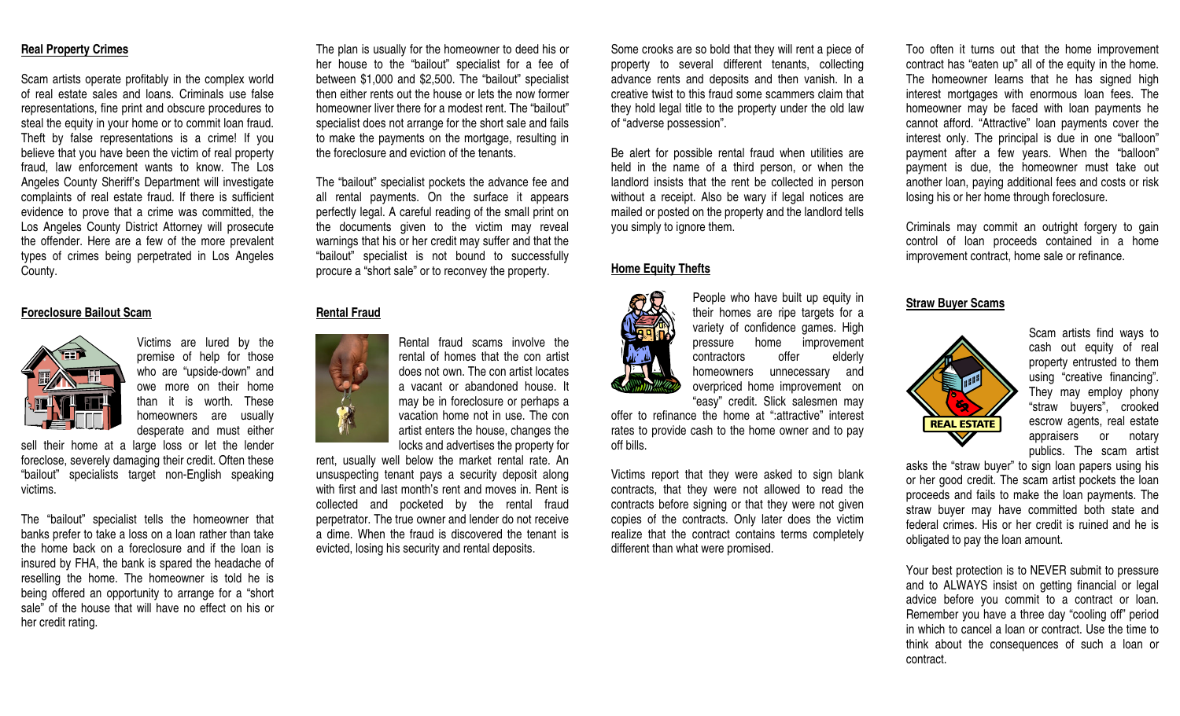## Real Property Crimes

Scam artists operate profitably in the complex world of real estate sales and loans. Criminals use false representations, fine print and obscure procedures to steal the equity in your home or to commit loan fraud. Theft by false representations is a crime! If you believe that you have been the victim of real property fraud, law enforcement wants to know. The Los Angeles County Sheriff's Department will investigate complaints of real estate fraud. If there is sufficient evidence to prove that a crime was committed, the Los Angeles County District Attorney will prosecute the offender. Here are a few of the more prevalent types of crimes being perpetrated in Los Angeles County.

## Foreclosure Bailout Scam

Victims are lured by the premise of help for those who are "upside-down" and owe more on their home than it is worth. These homeowners are usually desperate and must either sell their home at a large loss or let the lender foreclose, severely damaging their credit. Often these "bailout" specialists target non-English speaking victims.

The "bailout" specialist tells the homeowner that banks prefer to take a loss on a loan rather than take the home back on a foreclosure and if the loan is insured by FHA, the bank is spared the headache of reselling the home. The homeowner is told he is being offered an opportunity to arrange for a "short sale" of the house that will have no effect on his or her credit rating.

The plan is usually for the homeowner to deed his or her house to the "bailout" specialist for a fee of between $1,000 and $2,500. The "bailout" specialist then either rents out the house or lets the now former homeowner liver there for a modest rent. The "bailout" specialist does not arrange for the short sale and fails to make the payments on the mortgage, resulting in the foreclosure and eviction of the tenants.

The "bailout" specialist pockets the advance fee and all rental payments. On the surface it appears perfectly legal. A careful reading of the small print on the documents given to the victim may reveal warnings that his or her credit may suffer and that the "bailout" specialist is not bound to successfully procure a "short sale" or to reconvey the property.

## Rental Fraud

Rental fraud scams involve the rental of homes that the con artist does not own. The con artist locates a vacant or abandoned house. It may be in foreclosure or perhaps a vacation home not in use. The con artist enters the house, changes the locks and advertises the property for rent, usually well below the market rental rate. An unsuspecting tenant pays a security deposit along with first and last month's rent and moves in. Rent is collected and pocketed by the rental fraud perpetrator. The true owner and lender do not receive a dime. When the fraud is discovered the tenant is evicted, losing his security and rental deposits.

Some crooks are so bold that they will rent a piece of property to several different tenants, collecting advance rents and deposits and then vanish. In a creative twist to this fraud some scammers claim that they hold legal title to the property under the old law of "adverse possession".

Be alert for possible rental fraud when utilities are held in the name of a third person, or when the landlord insists that the rent be collected in person without a receipt. Also be wary if legal notices are mailed or posted on the property and the landlord tells you simply to ignore them.

## Home Equity Thefts

People who have built up equity in their homes are ripe targets for a variety of confidence games. High pressure home improvement contractors offer elderly homeowners unnecessary and overpriced home improvement on "easy" credit. Slick salesmen may offer to refinance the home at ":attractive" interest rates to provide cash to the home owner and to pay off bills.

Victims report that they were asked to sign blank contracts, that they were not allowed to read the contracts before signing or that they were not given copies of the contracts. Only later does the victim realize that the contract contains terms completely different than what were promised.

Too often it turns out that the home improvement contract has "eaten up" all of the equity in the home. The homeowner learns that he has signed high interest mortgages with enormous loan fees. The homeowner may be faced with loan payments he cannot afford. "Attractive" loan payments cover the interest only. The principal is due in one "balloon" payment after a few years. When the "balloon" payment is due, the homeowner must take out another loan, paying additional fees and costs or risk losing his or her home through foreclosure.

Criminals may commit an outright forgery to gain control of loan proceeds contained in a home improvement contract, home sale or refinance.

## Straw Buyer Scams

Scam artists find ways to cash out equity of real property entrusted to them using "creative financing". They may employ phony "straw buyers", crooked escrow agents, real estate appraisers or notary publics. The scam artist asks the "straw buyer" to sign loan papers using his or her good credit. The scam artist pockets the loan proceeds and fails to make the loan payments. The straw buyer may have committed both state and federal crimes. His or her credit is ruined and he is obligated to pay the loan amount.

Your best protection is to NEVER submit to pressure and to ALWAYS insist on getting financial or legal advice before you commit to a contract or loan. Remember you have a three day "cooling off" period in which to cancel a loan or contract. Use the time to think about the consequences of such a loan or contract.